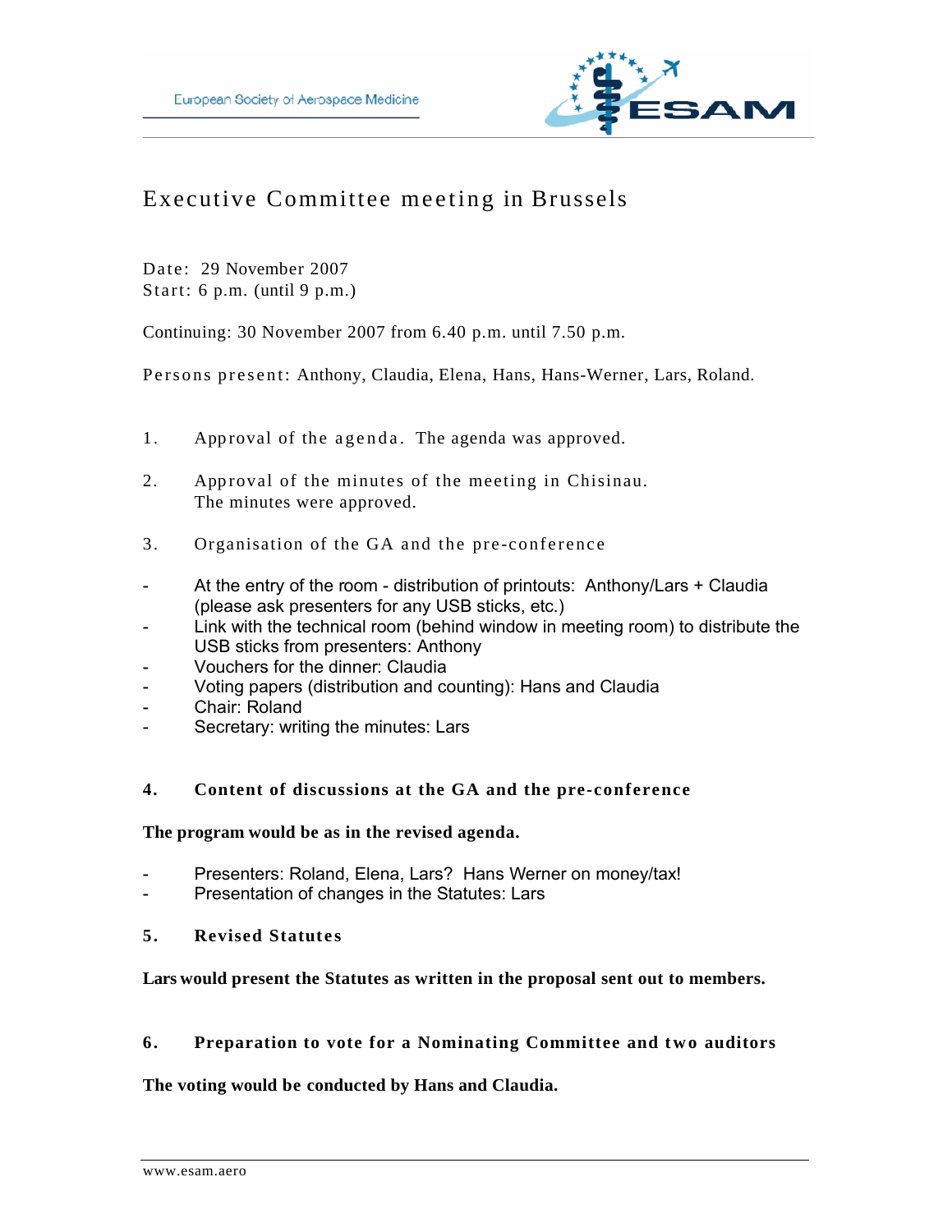European Society of Aerospace Medicine

# Executive Committee meeting in Brussels

Date: 29 November 2007
Start: 6 p.m. (until 9 p.m.)

Continuing: 30 November 2007 from 6.40 p.m. until 7.50 p.m.

Persons present: Anthony, Claudia, Elena, Hans, Hans-Werner, Lars, Roland.

1. Approval of the agenda. The agenda was approved.

2. Approval of the minutes of the meeting in Chisinau.
   The minutes were approved.

3. Organisation of the GA and the pre-conference

- At the entry of the room - distribution of printouts: Anthony/Lars + Claudia (please ask presenters for any USB sticks, etc.)
- Link with the technical room (behind window in meeting room) to distribute the USB sticks from presenters: Anthony
- Vouchers for the dinner: Claudia
- Voting papers (distribution and counting): Hans and Claudia
- Chair: Roland
- Secretary: writing the minutes: Lars

**4. Content of discussions at the GA and the pre-conference**

**The program would be as in the revised agenda.**

- Presenters: Roland, Elena, Lars? Hans Werner on money/tax!
- Presentation of changes in the Statutes: Lars

**5. Revised Statutes**

**Lars would present the Statutes as written in the proposal sent out to members.**

**6. Preparation to vote for a Nominating Committee and two auditors**

**The voting would be conducted by Hans and Claudia.**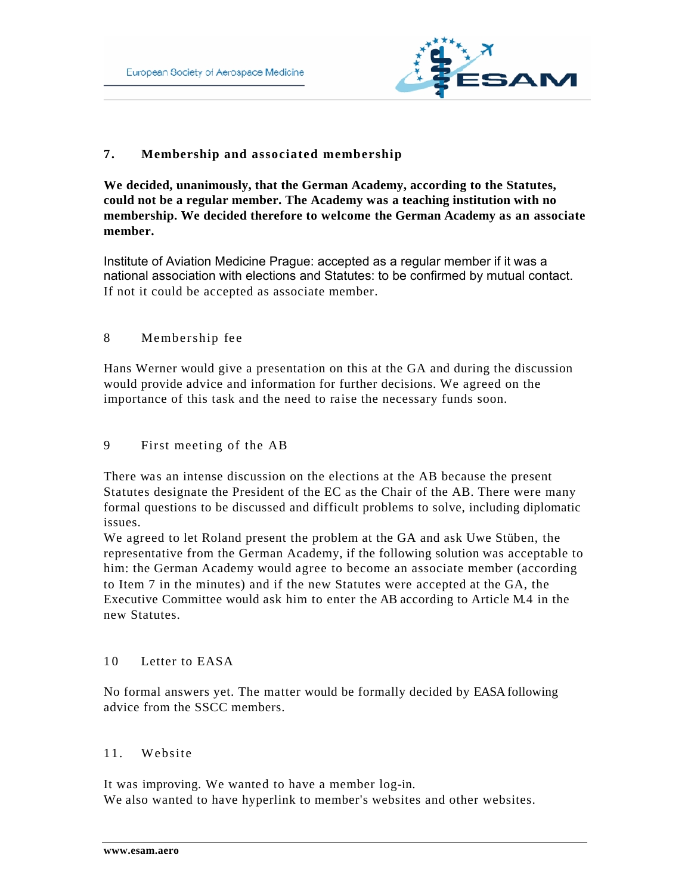## 7. Membership and associated membership

**We decided, unanimously, that the German Academy, according to the Statutes, could not be a regular member. The Academy was a teaching institution with no membership. We decided therefore to welcome the German Academy as an associate member.**

Institute of Aviation Medicine Prague: accepted as a regular member if it was a national association with elections and Statutes: to be confirmed by mutual contact. If not it could be accepted as associate member.

## 8 Membership fee

Hans Werner would give a presentation on this at the GA and during the discussion would provide advice and information for further decisions. We agreed on the importance of this task and the need to raise the necessary funds soon.

## 9 First meeting of the AB

There was an intense discussion on the elections at the AB because the present Statutes designate the President of the EC as the Chair of the AB. There were many formal questions to be discussed and difficult problems to solve, including diplomatic issues.

We agreed to let Roland present the problem at the GA and ask Uwe Stüben, the representative from the German Academy, if the following solution was acceptable to him: the German Academy would agree to become an associate member (according to Item 7 in the minutes) and if the new Statutes were accepted at the GA, the Executive Committee would ask him to enter the AB according to Article M.4 in the new Statutes.

## 10 Letter to EASA

No formal answers yet. The matter would be formally decided by EASA following advice from the SSCC members.

## 11. Website

It was improving. We wanted to have a member log-in.
We also wanted to have hyperlink to member's websites and other websites.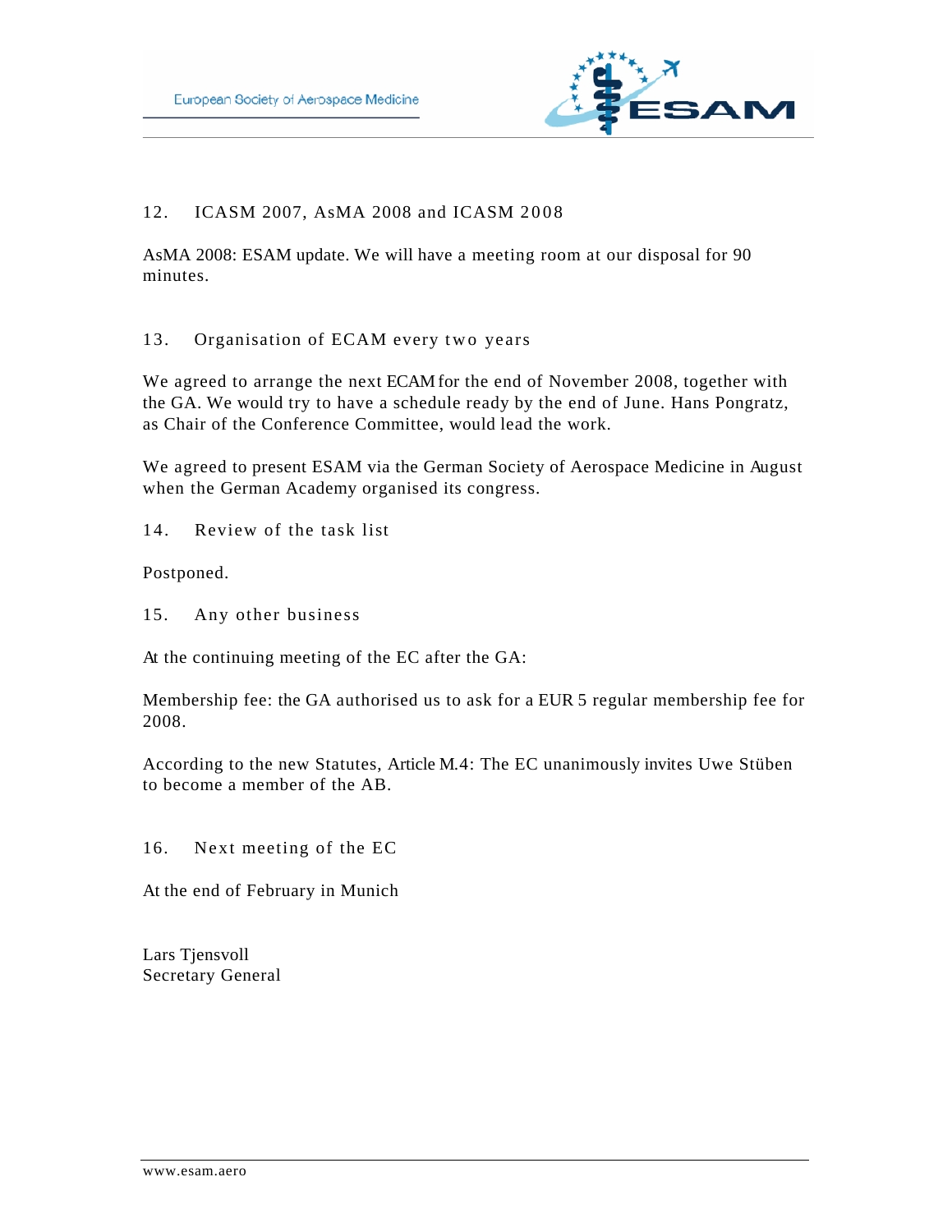## 12. ICASM 2007, AsMA 2008 and ICASM 2008

AsMA 2008: ESAM update. We will have a meeting room at our disposal for 90 minutes.

## 13. Organisation of ECAM every two years

We agreed to arrange the next ECAM for the end of November 2008, together with the GA. We would try to have a schedule ready by the end of June. Hans Pongratz, as Chair of the Conference Committee, would lead the work.

We agreed to present ESAM via the German Society of Aerospace Medicine in August when the German Academy organised its congress.

## 14. Review of the task list

Postponed.

## 15. Any other business

At the continuing meeting of the EC after the GA:

Membership fee: the GA authorised us to ask for a EUR 5 regular membership fee for 2008.

According to the new Statutes, Article M.4: The EC unanimously invites Uwe Stüben to become a member of the AB.

## 16. Next meeting of the EC

At the end of February in Munich

Lars Tjensvoll
Secretary General